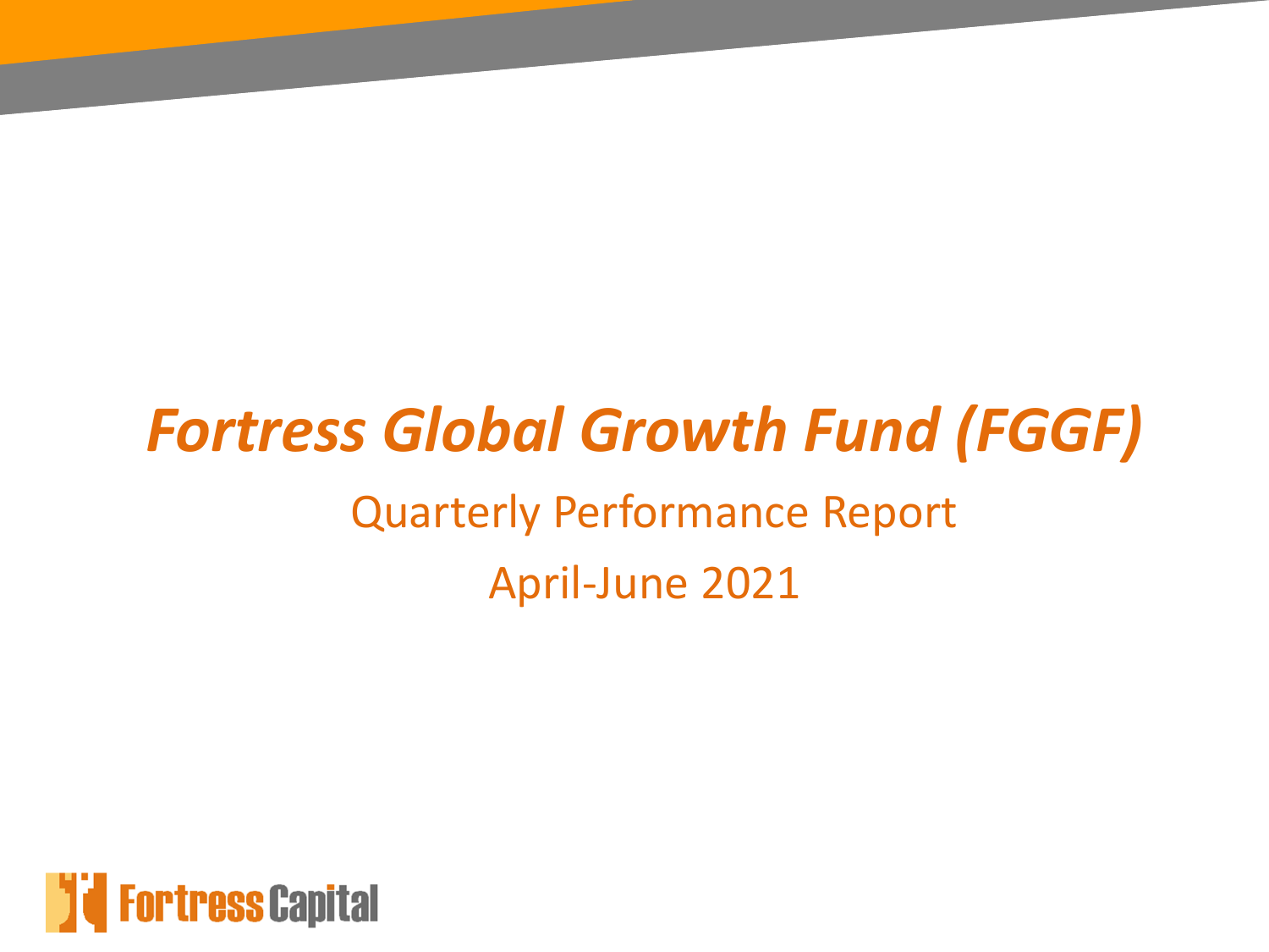# *Fortress Global Growth Fund (FGGF)*

Quarterly Performance Report

April-June 2021

Fortress Capital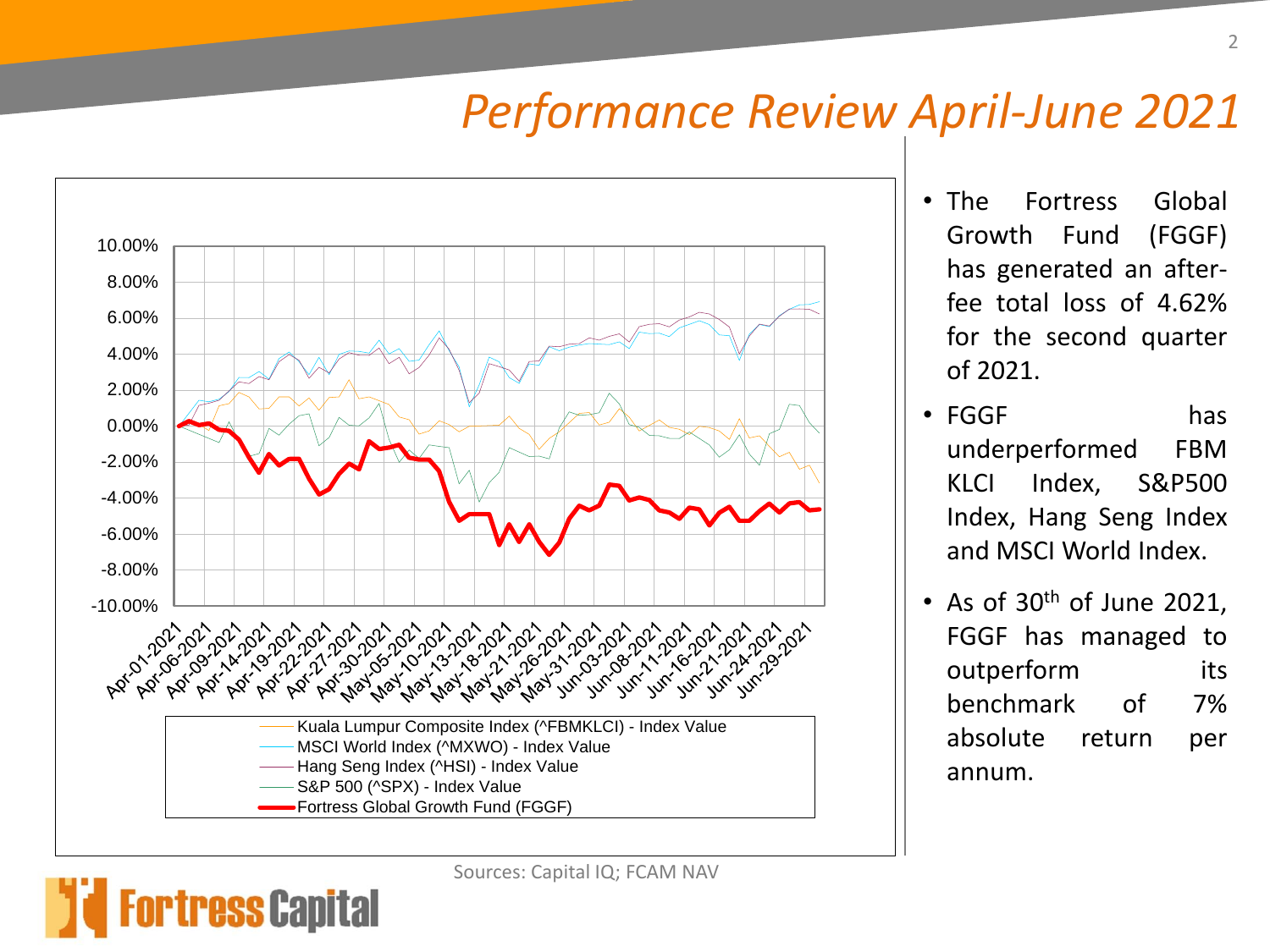# Performance Review April-June 2021

Kuala Lumpur Composite Index (^FBMKLCI) - Index Value
MSCI World Index (^MXWO) - Index Value
Hang Seng Index (^HSI) - Index Value
S&P 500 (^SPX) - Index Value
Fortress Global Growth Fund (FGGF)

Sources: Capital IQ; FCAM NAV

- The Fortress Global Growth Fund (FGGF) has generated an after-fee total loss of 4.62% for the second quarter of 2021.
- FGGF has underperformed FBM KLCI Index, S&P500 Index, Hang Seng Index and MSCI World Index.
- As of 30th of June 2021, FGGF has managed to outperform its benchmark of 7% absolute return per annum.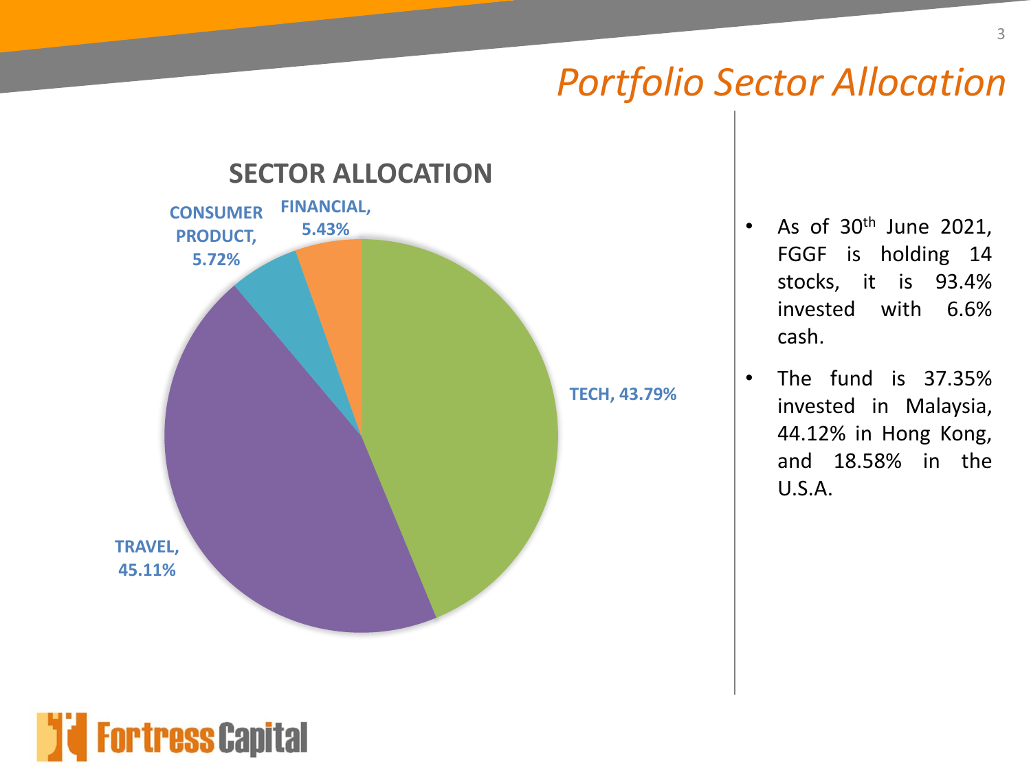# *Portfolio Sector Allocation*

## SECTOR ALLOCATION

| Sector | Allocation |
|---|---|
| TECH | 43.79% |
| TRAVEL | 45.11% |
| CONSUMER PRODUCT | 5.72% |
| FINANCIAL | 5.43% |

- As of 30th June 2021, FGGF is holding 14 stocks, it is 93.4% invested with 6.6% cash.
- The fund is 37.35% invested in Malaysia, 44.12% in Hong Kong, and 18.58% in the U.S.A.

Fortress Capital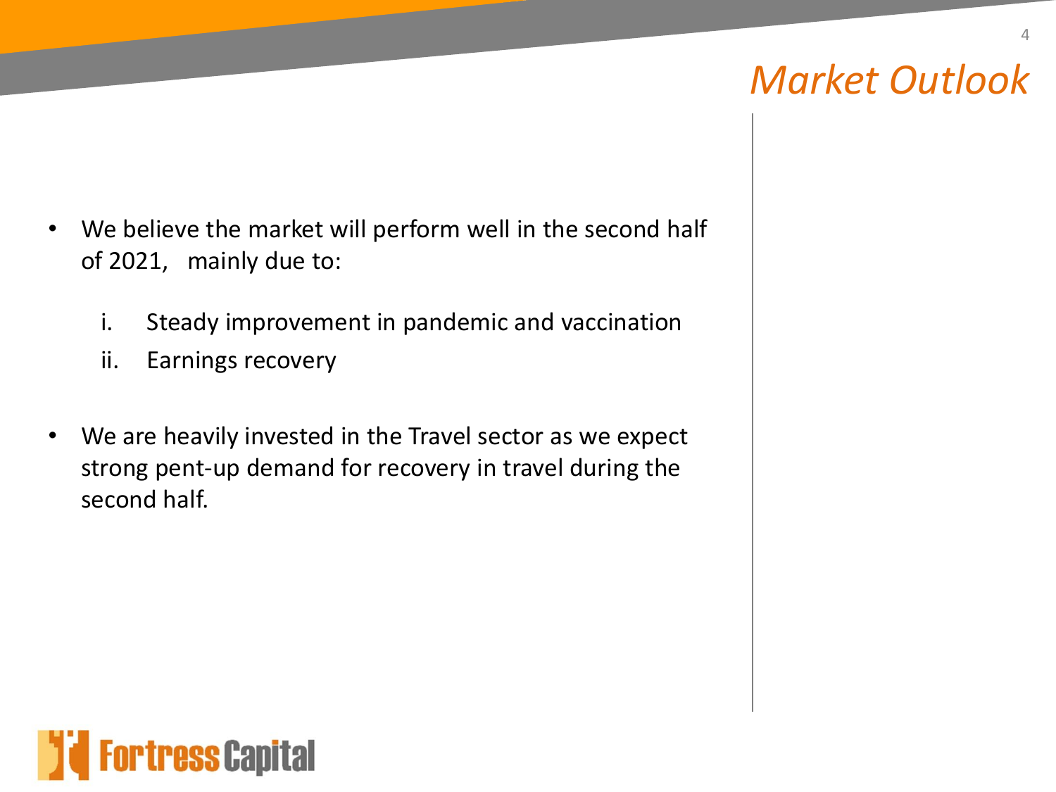# Market Outlook

- We believe the market will perform well in the second half of 2021, mainly due to:
  i. Steady improvement in pandemic and vaccination
  ii. Earnings recovery

- We are heavily invested in the Travel sector as we expect strong pent-up demand for recovery in travel during the second half.

Fortress Capital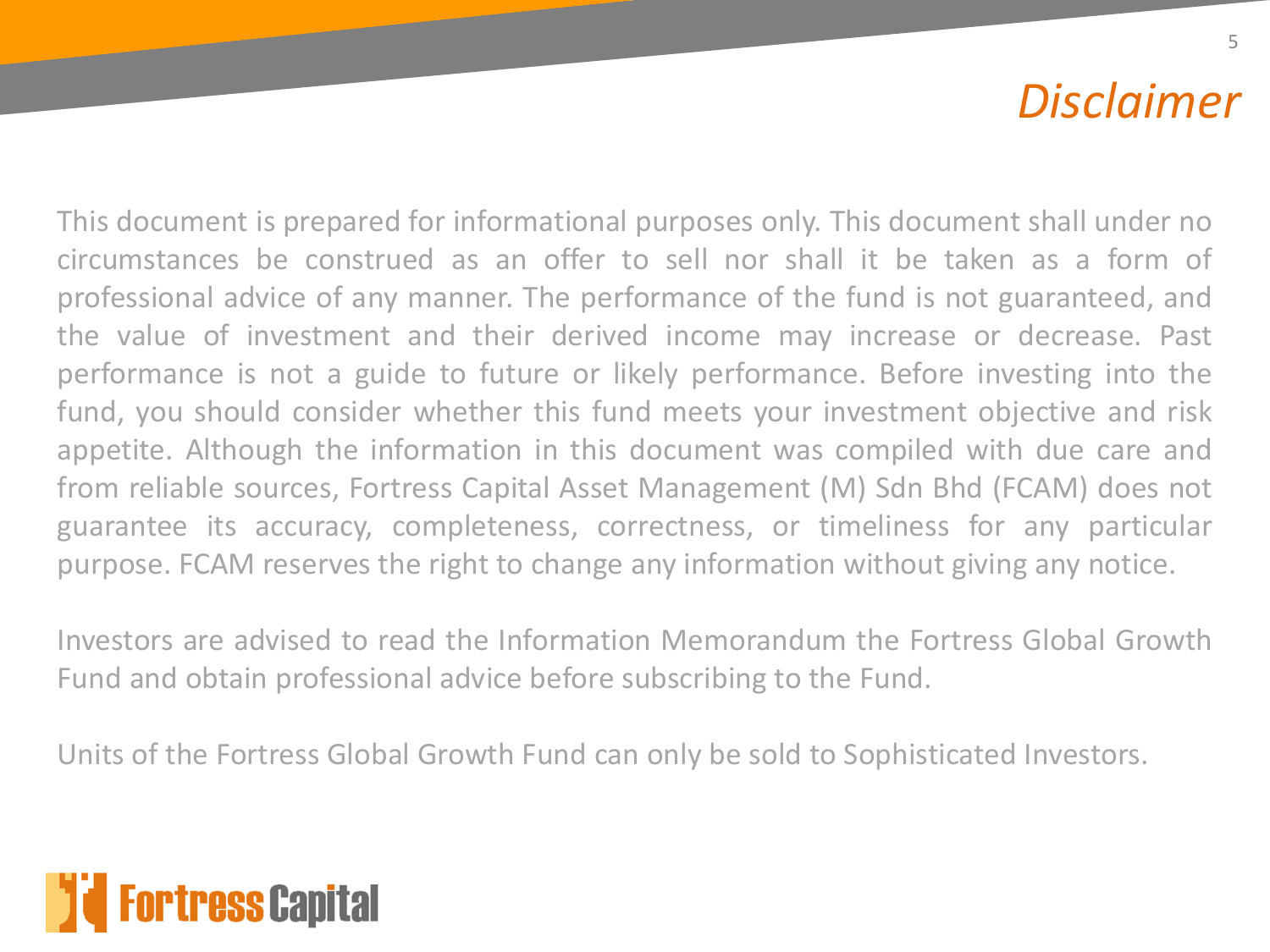# *Disclaimer*

This document is prepared for informational purposes only. This document shall under no circumstances be construed as an offer to sell nor shall it be taken as a form of professional advice of any manner. The performance of the fund is not guaranteed, and the value of investment and their derived income may increase or decrease. Past performance is not a guide to future or likely performance. Before investing into the fund, you should consider whether this fund meets your investment objective and risk appetite. Although the information in this document was compiled with due care and from reliable sources, Fortress Capital Asset Management (M) Sdn Bhd (FCAM) does not guarantee its accuracy, completeness, correctness, or timeliness for any particular purpose. FCAM reserves the right to change any information without giving any notice.

Investors are advised to read the Information Memorandum the Fortress Global Growth Fund and obtain professional advice before subscribing to the Fund.

Units of the Fortress Global Growth Fund can only be sold to Sophisticated Investors.

Fortress Capital